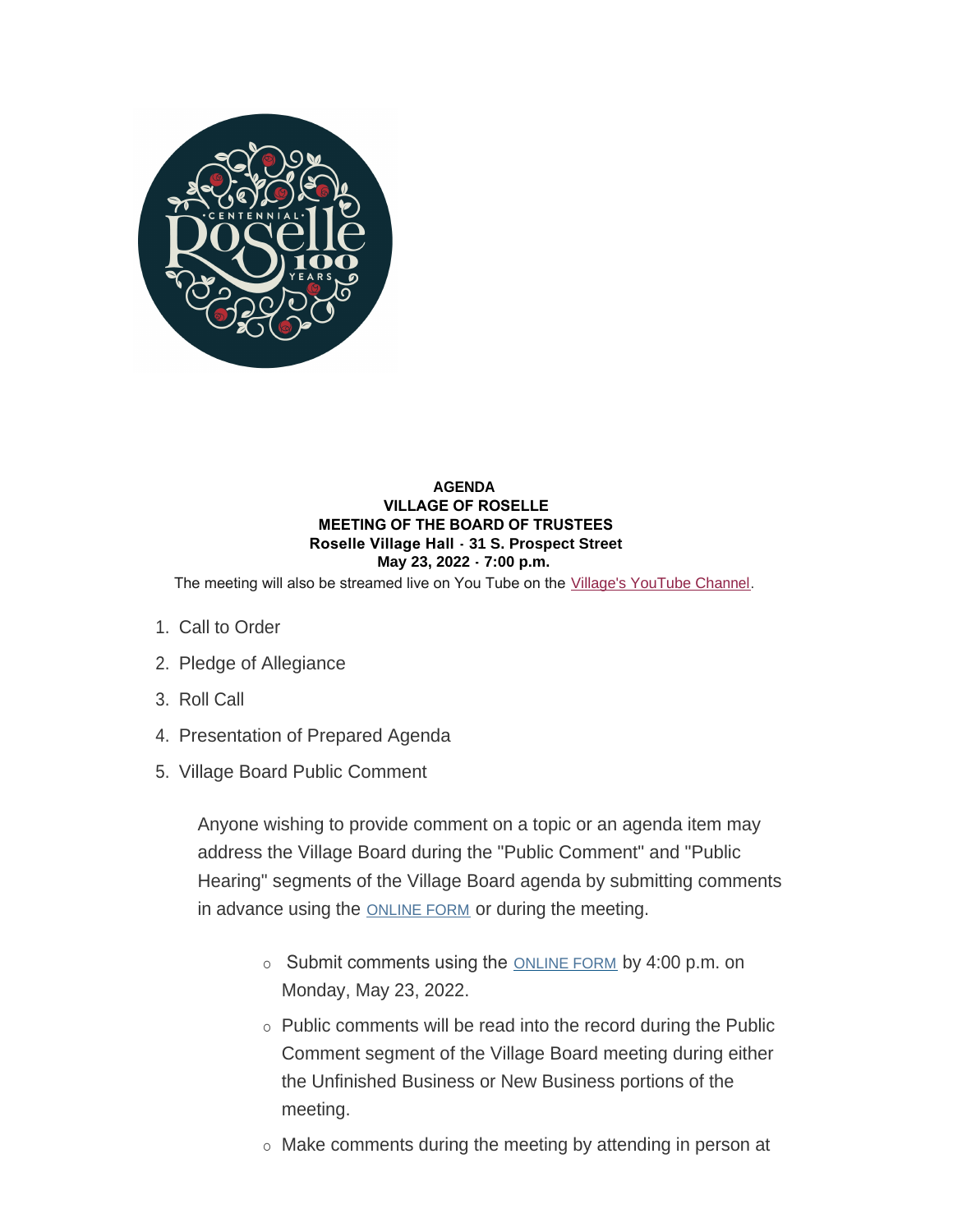**AGENDA**
**VILLAGE OF ROSELLE**
**MEETING OF THE BOARD OF TRUSTEES**
**Roselle Village Hall - 31 S. Prospect Street**
**May 23, 2022 - 7:00 p.m.**

The meeting will also be streamed live on You Tube on the Village's YouTube Channel.

1. Call to Order
2. Pledge of Allegiance
3. Roll Call
4. Presentation of Prepared Agenda
5. Village Board Public Comment

   Anyone wishing to provide comment on a topic or an agenda item may address the Village Board during the "Public Comment" and "Public Hearing" segments of the Village Board agenda by submitting comments in advance using the ONLINE FORM or during the meeting.

   - Submit comments using the ONLINE FORM by 4:00 p.m. on Monday, May 23, 2022.
   - Public comments will be read into the record during the Public Comment segment of the Village Board meeting during either the Unfinished Business or New Business portions of the meeting.
   - Make comments during the meeting by attending in person at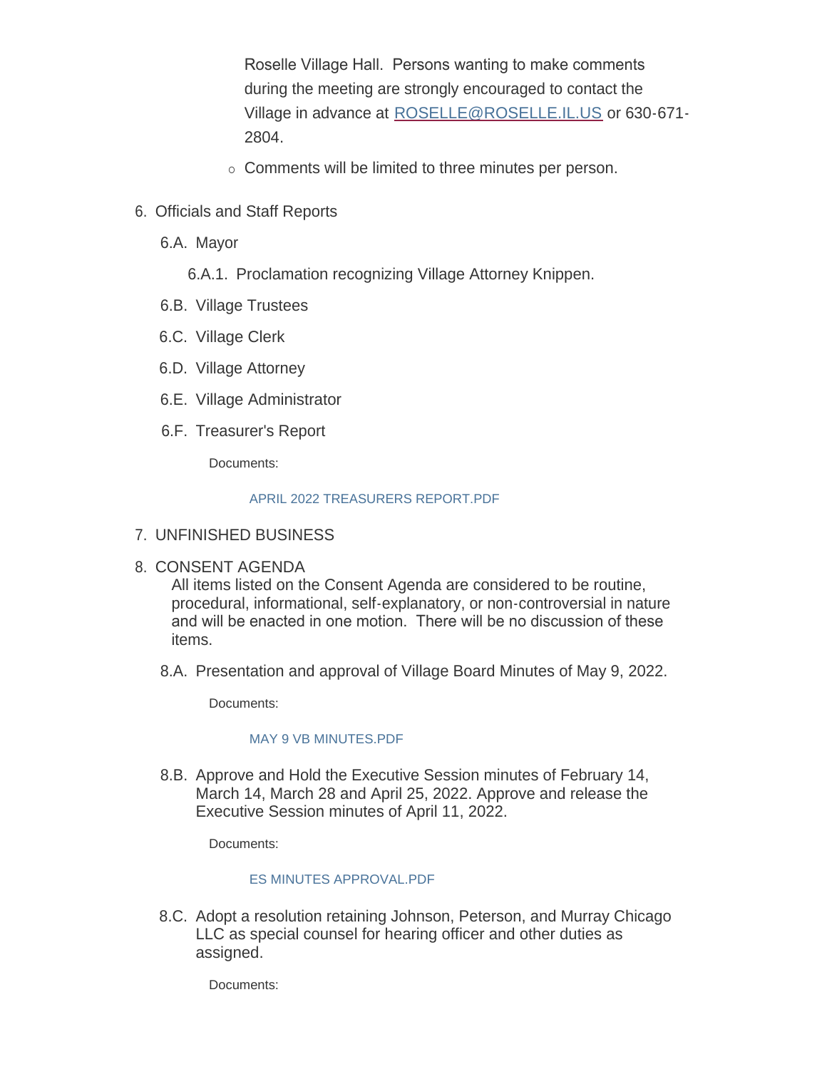Roselle Village Hall. Persons wanting to make comments during the meeting are strongly encouraged to contact the Village in advance at [ROSELLE@ROSELLE.IL.US](mailto:ROSELLE@ROSELLE.IL.US) or 630-671-2804.

- Comments will be limited to three minutes per person.

6. Officials and Staff Reports

    6.A. Mayor

    6.A.1. Proclamation recognizing Village Attorney Knippen.

    6.B. Village Trustees

    6.C. Village Clerk

    6.D. Village Attorney

    6.E. Village Administrator

    6.F. Treasurer's Report

    Documents:

    APRIL 2022 TREASURERS REPORT.PDF

7. UNFINISHED BUSINESS

8. CONSENT AGENDA

    All items listed on the Consent Agenda are considered to be routine, procedural, informational, self-explanatory, or non-controversial in nature and will be enacted in one motion. There will be no discussion of these items.

    8.A. Presentation and approval of Village Board Minutes of May 9, 2022.

    Documents:

    MAY 9 VB MINUTES.PDF

    8.B. Approve and Hold the Executive Session minutes of February 14, March 14, March 28 and April 25, 2022. Approve and release the Executive Session minutes of April 11, 2022.

    Documents:

    ES MINUTES APPROVAL.PDF

    8.C. Adopt a resolution retaining Johnson, Peterson, and Murray Chicago LLC as special counsel for hearing officer and other duties as assigned.

    Documents: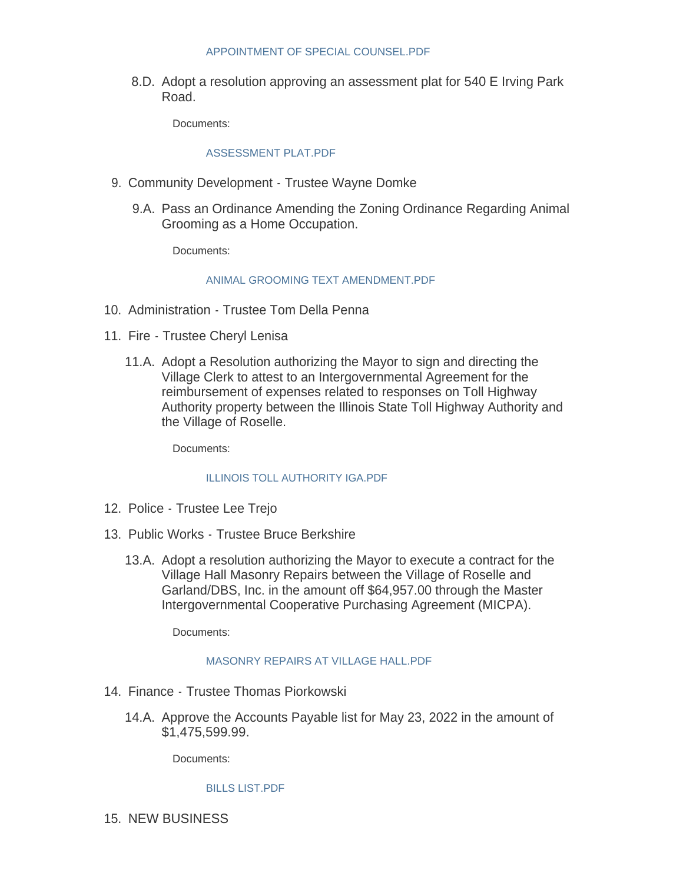APPOINTMENT OF SPECIAL COUNSEL.PDF

8.D. Adopt a resolution approving an assessment plat for 540 E Irving Park Road.

Documents:

ASSESSMENT PLAT.PDF

9. Community Development - Trustee Wayne Domke

9.A. Pass an Ordinance Amending the Zoning Ordinance Regarding Animal Grooming as a Home Occupation.

Documents:

ANIMAL GROOMING TEXT AMENDMENT.PDF

10. Administration - Trustee Tom Della Penna

11. Fire - Trustee Cheryl Lenisa

11.A. Adopt a Resolution authorizing the Mayor to sign and directing the Village Clerk to attest to an Intergovernmental Agreement for the reimbursement of expenses related to responses on Toll Highway Authority property between the Illinois State Toll Highway Authority and the Village of Roselle.

Documents:

ILLINOIS TOLL AUTHORITY IGA.PDF

12. Police - Trustee Lee Trejo

13. Public Works - Trustee Bruce Berkshire

13.A. Adopt a resolution authorizing the Mayor to execute a contract for the Village Hall Masonry Repairs between the Village of Roselle and Garland/DBS, Inc. in the amount off $64,957.00 through the Master Intergovernmental Cooperative Purchasing Agreement (MICPA).

Documents:

MASONRY REPAIRS AT VILLAGE HALL.PDF

14. Finance - Trustee Thomas Piorkowski

14.A. Approve the Accounts Payable list for May 23, 2022 in the amount of $1,475,599.99.

Documents:

BILLS LIST.PDF

15. NEW BUSINESS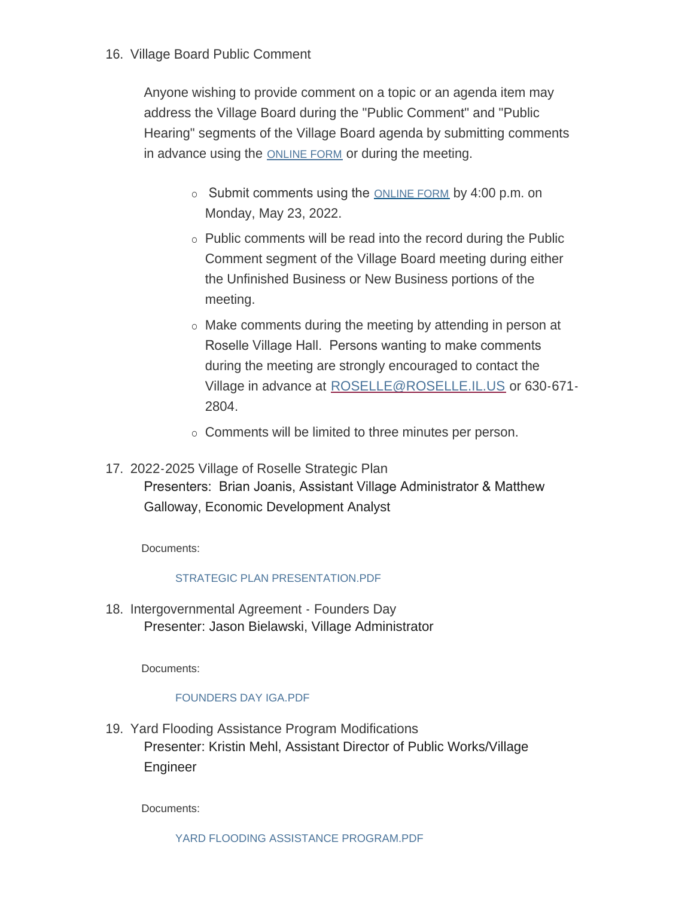16. Village Board Public Comment

    Anyone wishing to provide comment on a topic or an agenda item may address the Village Board during the "Public Comment" and "Public Hearing" segments of the Village Board agenda by submitting comments in advance using the ONLINE FORM or during the meeting.

    - Submit comments using the ONLINE FORM by 4:00 p.m. on Monday, May 23, 2022.
    - Public comments will be read into the record during the Public Comment segment of the Village Board meeting during either the Unfinished Business or New Business portions of the meeting.
    - Make comments during the meeting by attending in person at Roselle Village Hall. Persons wanting to make comments during the meeting are strongly encouraged to contact the Village in advance at ROSELLE@ROSELLE.IL.US or 630-671-2804.
    - Comments will be limited to three minutes per person.

17. 2022-2025 Village of Roselle Strategic Plan

    Presenters: Brian Joanis, Assistant Village Administrator & Matthew Galloway, Economic Development Analyst

    Documents:

    STRATEGIC PLAN PRESENTATION.PDF

18. Intergovernmental Agreement - Founders Day

    Presenter: Jason Bielawski, Village Administrator

    Documents:

    FOUNDERS DAY IGA.PDF

19. Yard Flooding Assistance Program Modifications

    Presenter: Kristin Mehl, Assistant Director of Public Works/Village Engineer

    Documents:

    YARD FLOODING ASSISTANCE PROGRAM.PDF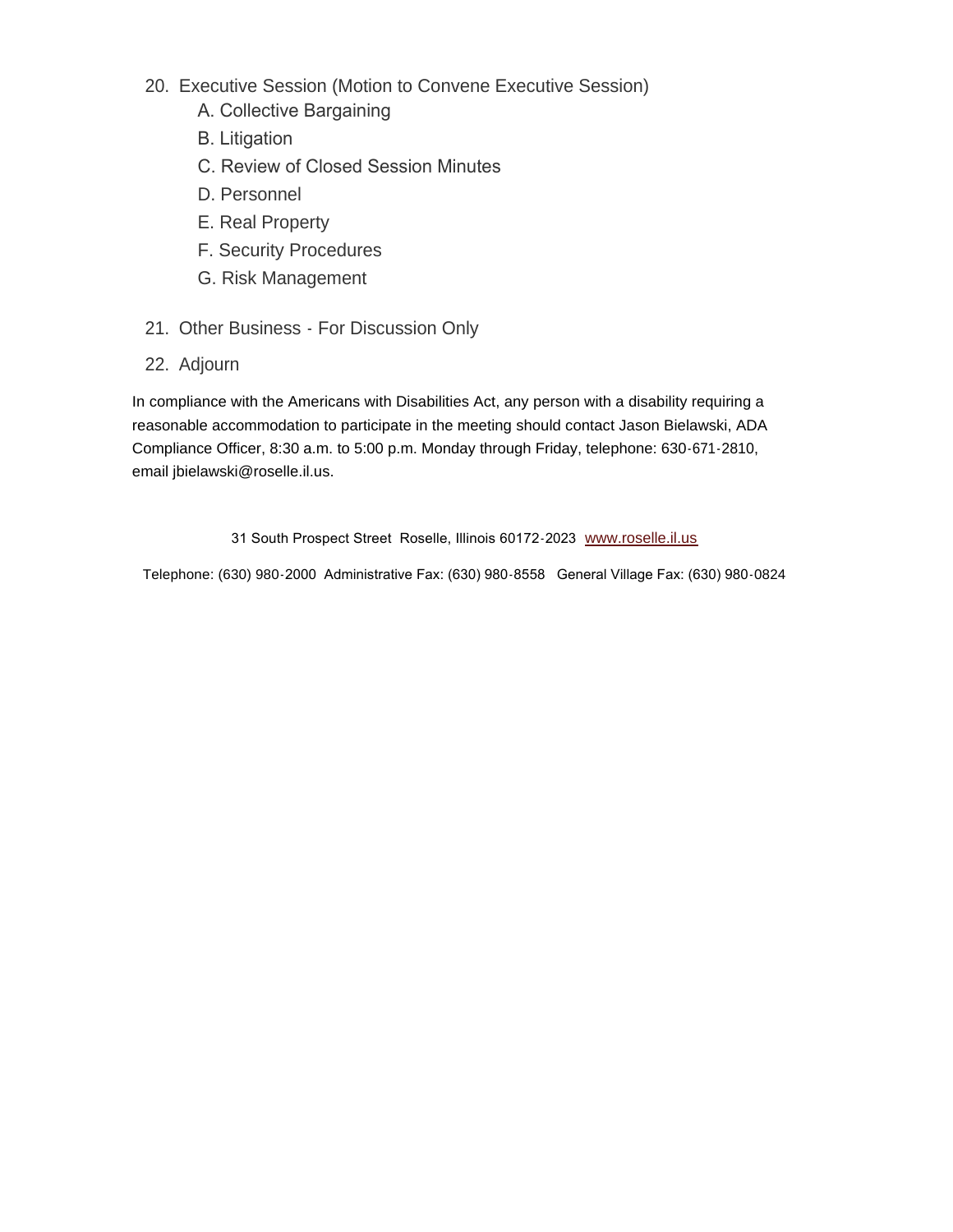20. Executive Session (Motion to Convene Executive Session)
    A. Collective Bargaining
    B. Litigation
    C. Review of Closed Session Minutes
    D. Personnel
    E. Real Property
    F. Security Procedures
    G. Risk Management
21. Other Business - For Discussion Only
22. Adjourn

In compliance with the Americans with Disabilities Act, any person with a disability requiring a reasonable accommodation to participate in the meeting should contact Jason Bielawski, ADA Compliance Officer, 8:30 a.m. to 5:00 p.m. Monday through Friday, telephone: 630-671-2810, email jbielawski@roselle.il.us.

31 South Prospect Street Roselle, Illinois 60172-2023 [www.roselle.il.us](http://www.roselle.il.us)

Telephone: (630) 980-2000 Administrative Fax: (630) 980-8558 General Village Fax: (630) 980-0824